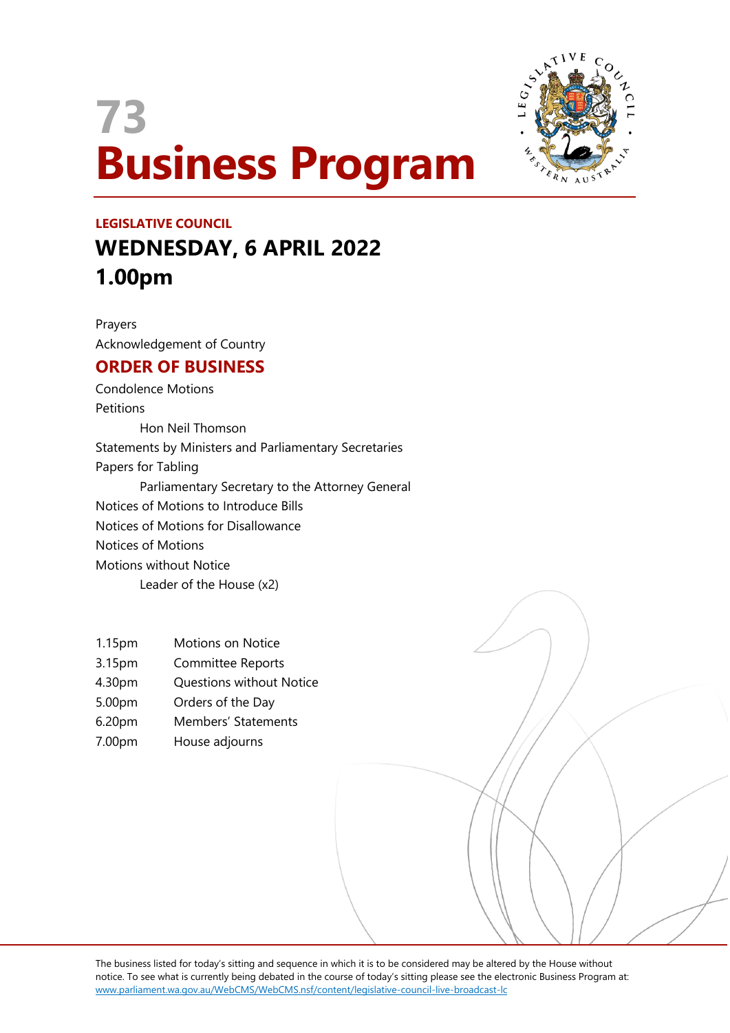# 73
# Business Program

**LEGISLATIVE COUNCIL**

## WEDNESDAY, 6 APRIL 2022
## 1.00pm

Prayers

Acknowledgement of Country

## ORDER OF BUSINESS

Condolence Motions

Petitions

    Hon Neil Thomson

Statements by Ministers and Parliamentary Secretaries

Papers for Tabling

    Parliamentary Secretary to the Attorney General

Notices of Motions to Introduce Bills

Notices of Motions for Disallowance

Notices of Motions

Motions without Notice

    Leader of the House (x2)

| | |
|---|---|
| 1.15pm | Motions on Notice |
| 3.15pm | Committee Reports |
| 4.30pm | Questions without Notice |
| 5.00pm | Orders of the Day |
| 6.20pm | Members' Statements |
| 7.00pm | House adjourns |

The business listed for today's sitting and sequence in which it is to be considered may be altered by the House without notice. To see what is currently being debated in the course of today's sitting please see the electronic Business Program at: www.parliament.wa.gov.au/WebCMS/WebCMS.nsf/content/legislative-council-live-broadcast-lc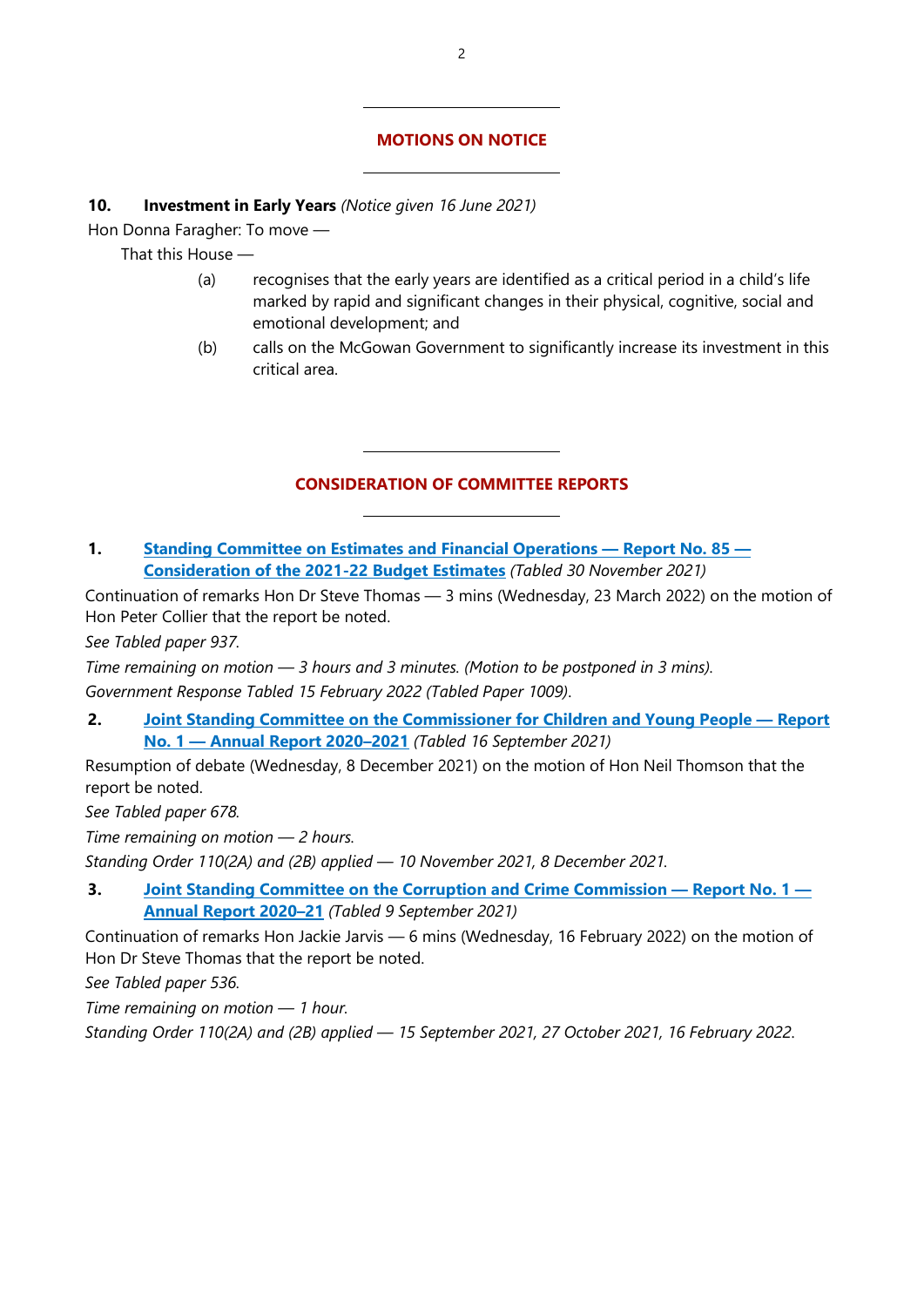## MOTIONS ON NOTICE

**10. Investment in Early Years** *(Notice given 16 June 2021)*

Hon Donna Faragher: To move —

That this House —

(a) recognises that the early years are identified as a critical period in a child's life marked by rapid and significant changes in their physical, cognitive, social and emotional development; and

(b) calls on the McGowan Government to significantly increase its investment in this critical area.

## CONSIDERATION OF COMMITTEE REPORTS

**1. Standing Committee on Estimates and Financial Operations — Report No. 85 — Consideration of the 2021-22 Budget Estimates** *(Tabled 30 November 2021)*

Continuation of remarks Hon Dr Steve Thomas — 3 mins (Wednesday, 23 March 2022) on the motion of Hon Peter Collier that the report be noted.

*See Tabled paper 937.*

*Time remaining on motion — 3 hours and 3 minutes. (Motion to be postponed in 3 mins).*

*Government Response Tabled 15 February 2022 (Tabled Paper 1009).*

**2. Joint Standing Committee on the Commissioner for Children and Young People — Report No. 1 — Annual Report 2020–2021** *(Tabled 16 September 2021)*

Resumption of debate (Wednesday, 8 December 2021) on the motion of Hon Neil Thomson that the report be noted.

*See Tabled paper 678.*

*Time remaining on motion — 2 hours.*

*Standing Order 110(2A) and (2B) applied — 10 November 2021, 8 December 2021.*

**3. Joint Standing Committee on the Corruption and Crime Commission — Report No. 1 — Annual Report 2020–21** *(Tabled 9 September 2021)*

Continuation of remarks Hon Jackie Jarvis — 6 mins (Wednesday, 16 February 2022) on the motion of Hon Dr Steve Thomas that the report be noted.

*See Tabled paper 536.*

*Time remaining on motion — 1 hour.*

*Standing Order 110(2A) and (2B) applied — 15 September 2021, 27 October 2021, 16 February 2022.*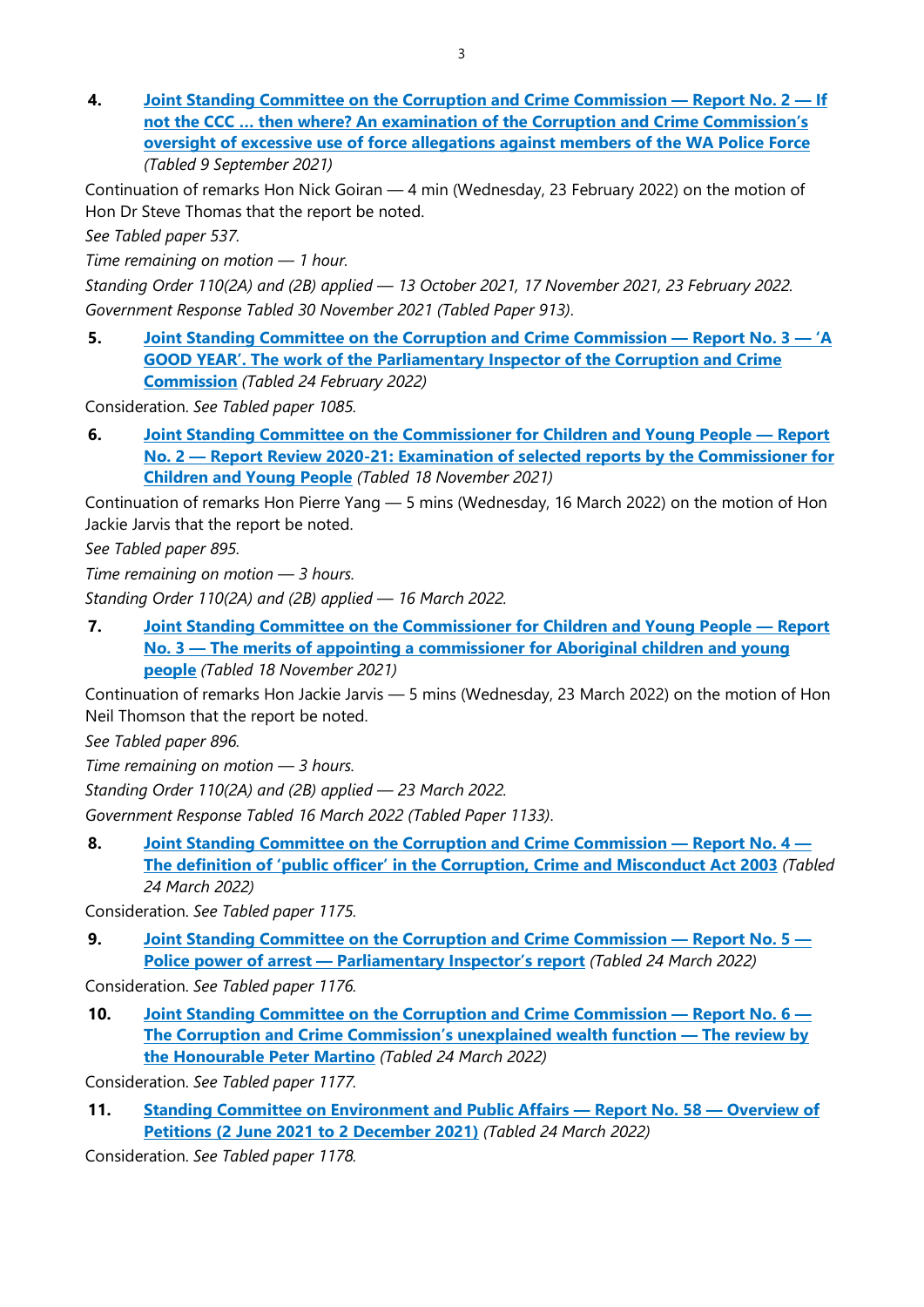4. **Joint Standing Committee on the Corruption and Crime Commission — Report No. 2 — If not the CCC … then where? An examination of the Corruption and Crime Commission's oversight of excessive use of force allegations against members of the WA Police Force** *(Tabled 9 September 2021)*

Continuation of remarks Hon Nick Goiran — 4 min (Wednesday, 23 February 2022) on the motion of Hon Dr Steve Thomas that the report be noted.

*See Tabled paper 537.*

*Time remaining on motion — 1 hour.*

*Standing Order 110(2A) and (2B) applied — 13 October 2021, 17 November 2021, 23 February 2022.*

*Government Response Tabled 30 November 2021 (Tabled Paper 913).*

5. **Joint Standing Committee on the Corruption and Crime Commission — Report No. 3 — 'A GOOD YEAR'. The work of the Parliamentary Inspector of the Corruption and Crime Commission** *(Tabled 24 February 2022)*

Consideration. *See Tabled paper 1085.*

6. **Joint Standing Committee on the Commissioner for Children and Young People — Report No. 2 — Report Review 2020-21: Examination of selected reports by the Commissioner for Children and Young People** *(Tabled 18 November 2021)*

Continuation of remarks Hon Pierre Yang — 5 mins (Wednesday, 16 March 2022) on the motion of Hon Jackie Jarvis that the report be noted.

*See Tabled paper 895.*

*Time remaining on motion — 3 hours.*

*Standing Order 110(2A) and (2B) applied — 16 March 2022.*

7. **Joint Standing Committee on the Commissioner for Children and Young People — Report No. 3 — The merits of appointing a commissioner for Aboriginal children and young people** *(Tabled 18 November 2021)*

Continuation of remarks Hon Jackie Jarvis — 5 mins (Wednesday, 23 March 2022) on the motion of Hon Neil Thomson that the report be noted.

*See Tabled paper 896.*

*Time remaining on motion — 3 hours.*

*Standing Order 110(2A) and (2B) applied — 23 March 2022.*

*Government Response Tabled 16 March 2022 (Tabled Paper 1133).*

8. **Joint Standing Committee on the Corruption and Crime Commission — Report No. 4 — The definition of 'public officer' in the Corruption, Crime and Misconduct Act 2003** *(Tabled 24 March 2022)*

Consideration. *See Tabled paper 1175.*

9. **Joint Standing Committee on the Corruption and Crime Commission — Report No. 5 — Police power of arrest — Parliamentary Inspector's report** *(Tabled 24 March 2022)*

Consideration. *See Tabled paper 1176.*

10. **Joint Standing Committee on the Corruption and Crime Commission — Report No. 6 — The Corruption and Crime Commission's unexplained wealth function — The review by the Honourable Peter Martino** *(Tabled 24 March 2022)*

Consideration. *See Tabled paper 1177.*

11. **Standing Committee on Environment and Public Affairs — Report No. 58 — Overview of Petitions (2 June 2021 to 2 December 2021)** *(Tabled 24 March 2022)*

Consideration. *See Tabled paper 1178.*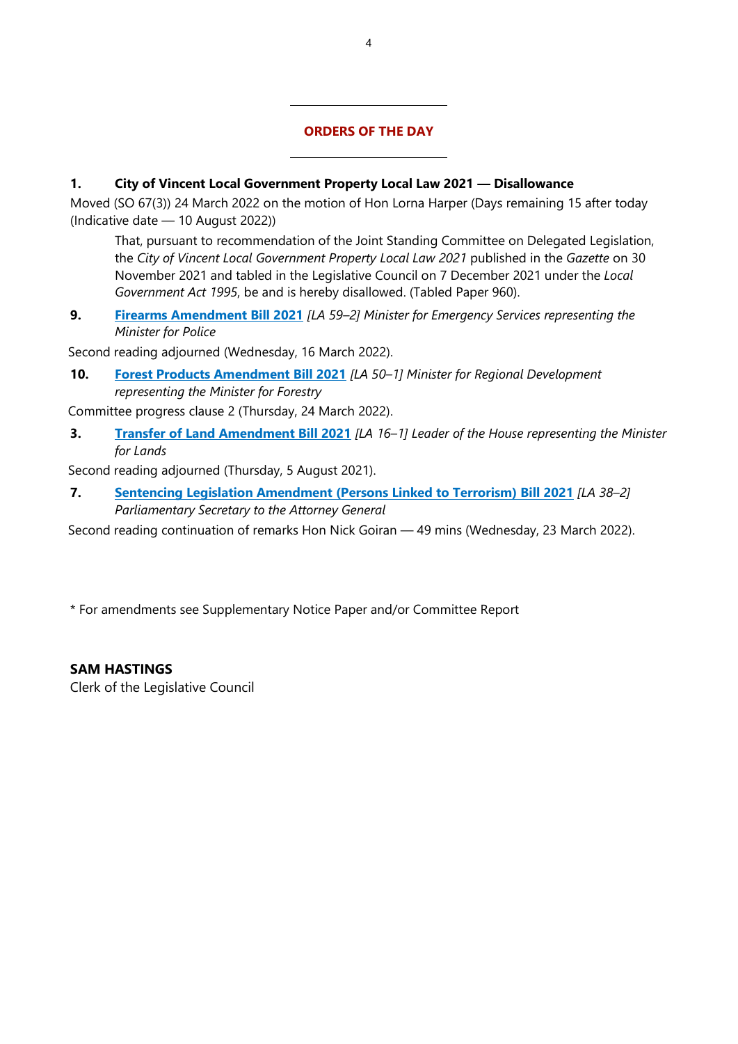## ORDERS OF THE DAY

**1. City of Vincent Local Government Property Local Law 2021 — Disallowance**

Moved (SO 67(3)) 24 March 2022 on the motion of Hon Lorna Harper (Days remaining 15 after today (Indicative date — 10 August 2022))

> That, pursuant to recommendation of the Joint Standing Committee on Delegated Legislation, the *City of Vincent Local Government Property Local Law 2021* published in the *Gazette* on 30 November 2021 and tabled in the Legislative Council on 7 December 2021 under the *Local Government Act 1995*, be and is hereby disallowed. (Tabled Paper 960).

**9.** **Firearms Amendment Bill 2021** *[LA 59–2] Minister for Emergency Services representing the Minister for Police*

Second reading adjourned (Wednesday, 16 March 2022).

**10.** **Forest Products Amendment Bill 2021** *[LA 50–1] Minister for Regional Development representing the Minister for Forestry*

Committee progress clause 2 (Thursday, 24 March 2022).

**3.** **Transfer of Land Amendment Bill 2021** *[LA 16–1] Leader of the House representing the Minister for Lands*

Second reading adjourned (Thursday, 5 August 2021).

**7.** **Sentencing Legislation Amendment (Persons Linked to Terrorism) Bill 2021** *[LA 38–2] Parliamentary Secretary to the Attorney General*

Second reading continuation of remarks Hon Nick Goiran — 49 mins (Wednesday, 23 March 2022).

\* For amendments see Supplementary Notice Paper and/or Committee Report

**SAM HASTINGS**
Clerk of the Legislative Council